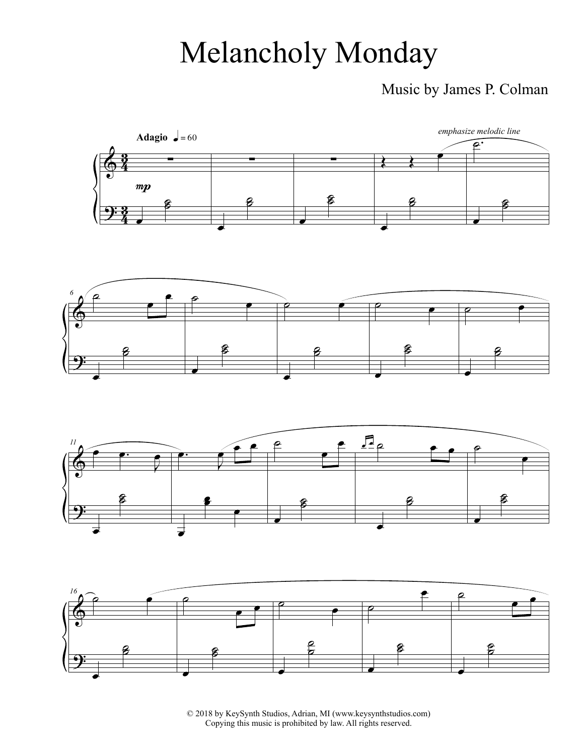# Melancholy Monday

Music by James P. Colman

© 2018 by KeySynth Studios, Adrian, MI (www.keysynthstudios.com)
Copying this music is prohibited by law. All rights reserved.